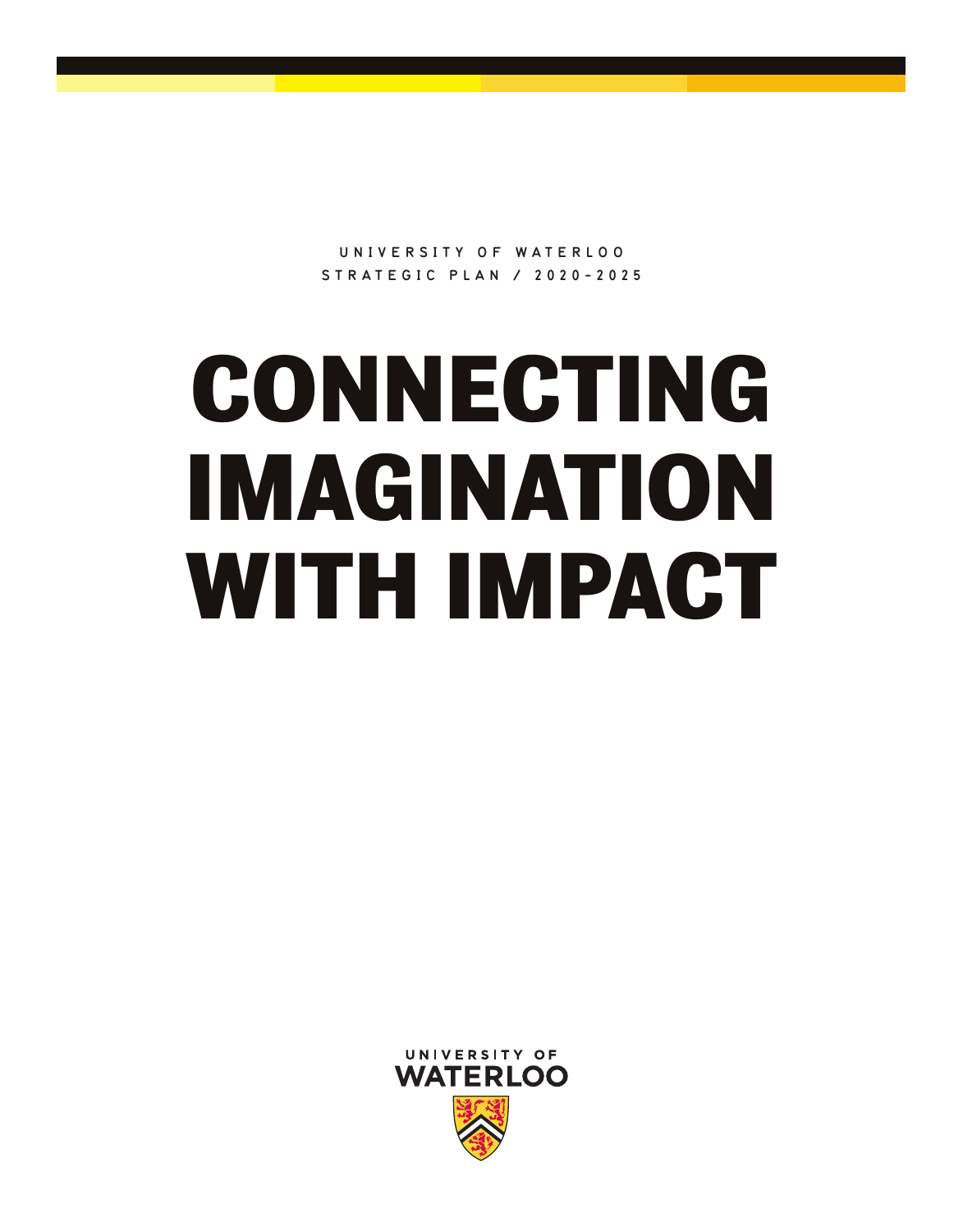UNIVERSITY OF WATERLOO
STRATEGIC PLAN / 2020-2025

# CONNECTING IMAGINATION WITH IMPACT

UNIVERSITY OF
WATERLOO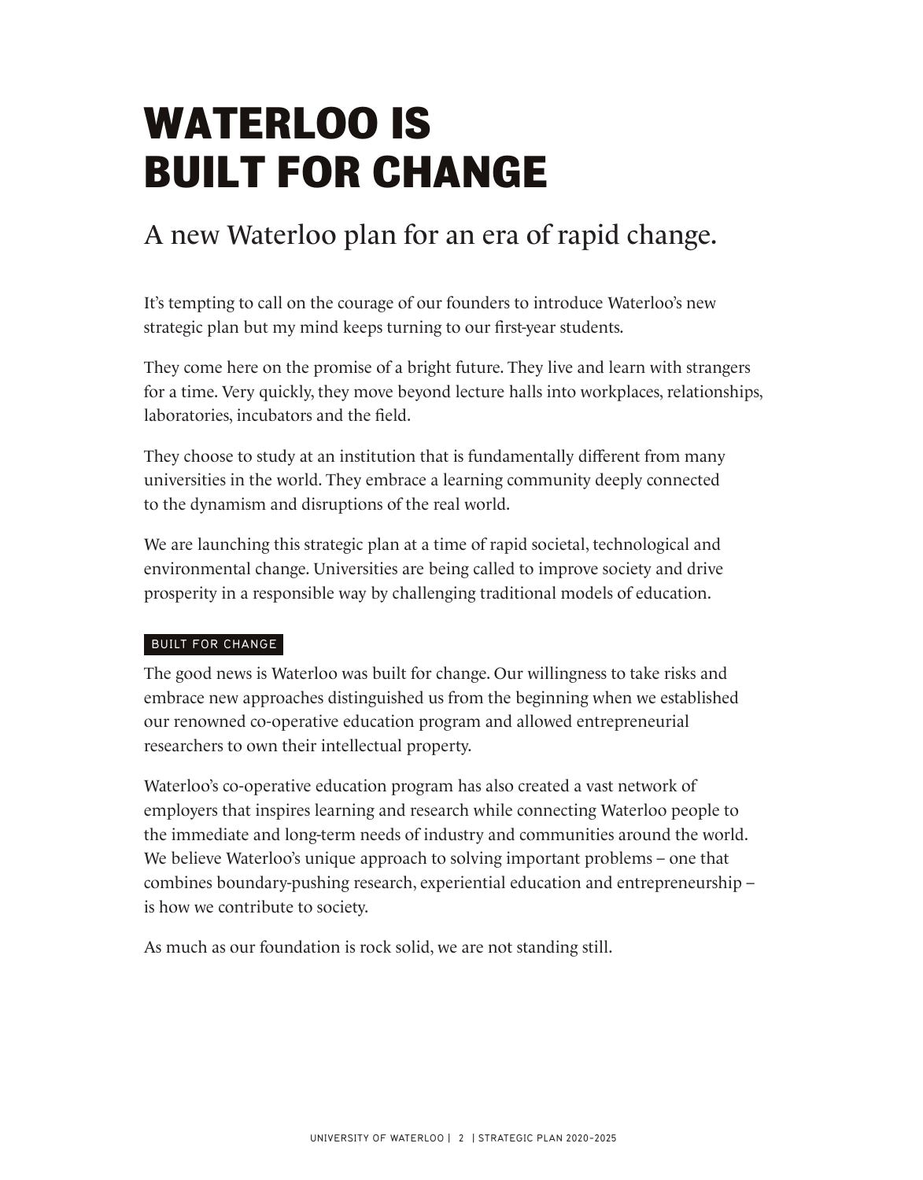# WATERLOO IS BUILT FOR CHANGE

## A new Waterloo plan for an era of rapid change.

It's tempting to call on the courage of our founders to introduce Waterloo's new strategic plan but my mind keeps turning to our first-year students.

They come here on the promise of a bright future. They live and learn with strangers for a time. Very quickly, they move beyond lecture halls into workplaces, relationships, laboratories, incubators and the field.

They choose to study at an institution that is fundamentally different from many universities in the world. They embrace a learning community deeply connected to the dynamism and disruptions of the real world.

We are launching this strategic plan at a time of rapid societal, technological and environmental change. Universities are being called to improve society and drive prosperity in a responsible way by challenging traditional models of education.

### BUILT FOR CHANGE

The good news is Waterloo was built for change. Our willingness to take risks and embrace new approaches distinguished us from the beginning when we established our renowned co-operative education program and allowed entrepreneurial researchers to own their intellectual property.

Waterloo's co-operative education program has also created a vast network of employers that inspires learning and research while connecting Waterloo people to the immediate and long-term needs of industry and communities around the world. We believe Waterloo's unique approach to solving important problems – one that combines boundary-pushing research, experiential education and entrepreneurship – is how we contribute to society.

As much as our foundation is rock solid, we are not standing still.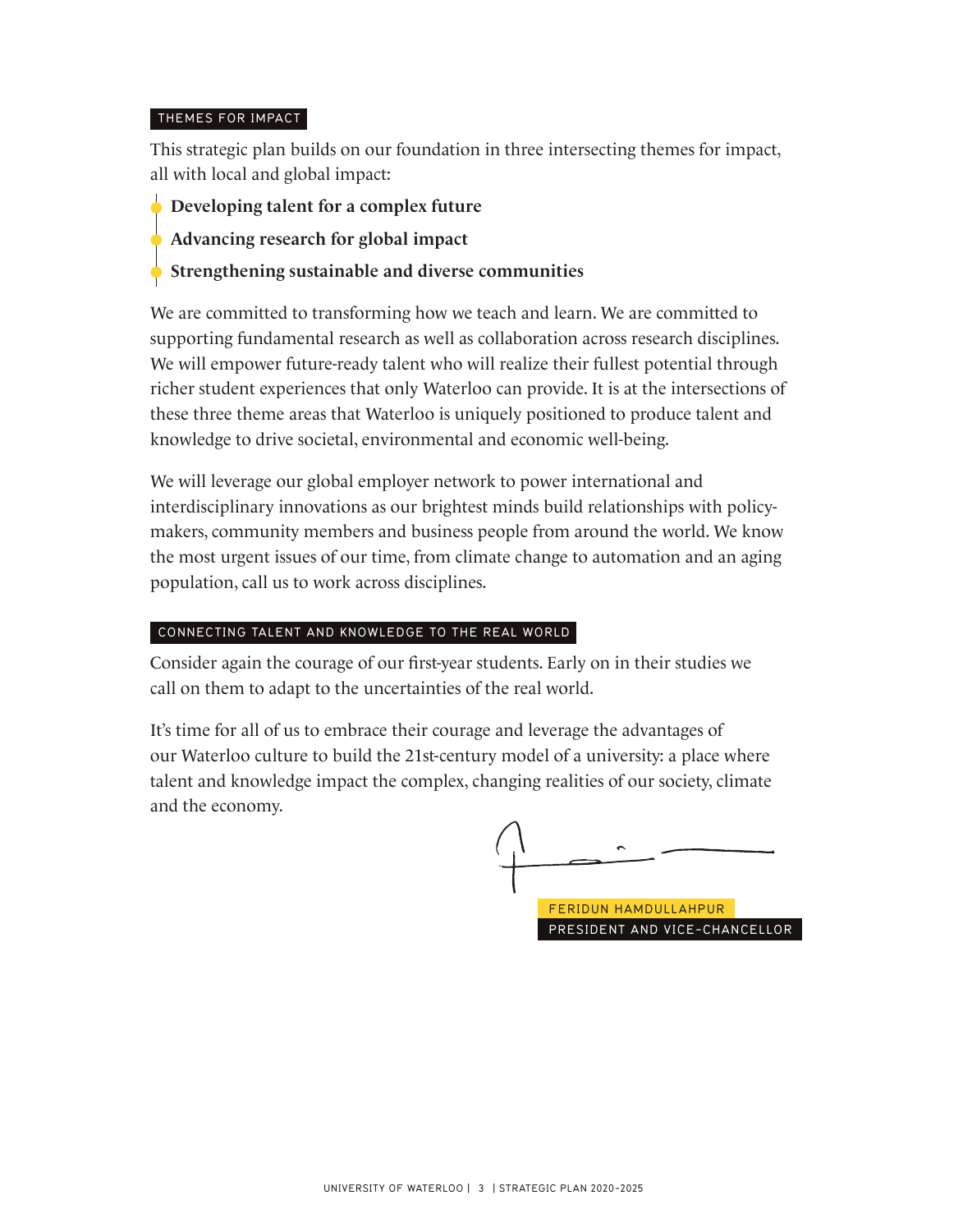## THEMES FOR IMPACT

This strategic plan builds on our foundation in three intersecting themes for impact, all with local and global impact:

- **Developing talent for a complex future**
- **Advancing research for global impact**
- **Strengthening sustainable and diverse communities**

We are committed to transforming how we teach and learn. We are committed to supporting fundamental research as well as collaboration across research disciplines. We will empower future-ready talent who will realize their fullest potential through richer student experiences that only Waterloo can provide. It is at the intersections of these three theme areas that Waterloo is uniquely positioned to produce talent and knowledge to drive societal, environmental and economic well-being.

We will leverage our global employer network to power international and interdisciplinary innovations as our brightest minds build relationships with policy-makers, community members and business people from around the world. We know the most urgent issues of our time, from climate change to automation and an aging population, call us to work across disciplines.

## CONNECTING TALENT AND KNOWLEDGE TO THE REAL WORLD

Consider again the courage of our first-year students. Early on in their studies we call on them to adapt to the uncertainties of the real world.

It's time for all of us to embrace their courage and leverage the advantages of our Waterloo culture to build the 21st-century model of a university: a place where talent and knowledge impact the complex, changing realities of our society, climate and the economy.

FERIDUN HAMDULLAHPUR
PRESIDENT AND VICE-CHANCELLOR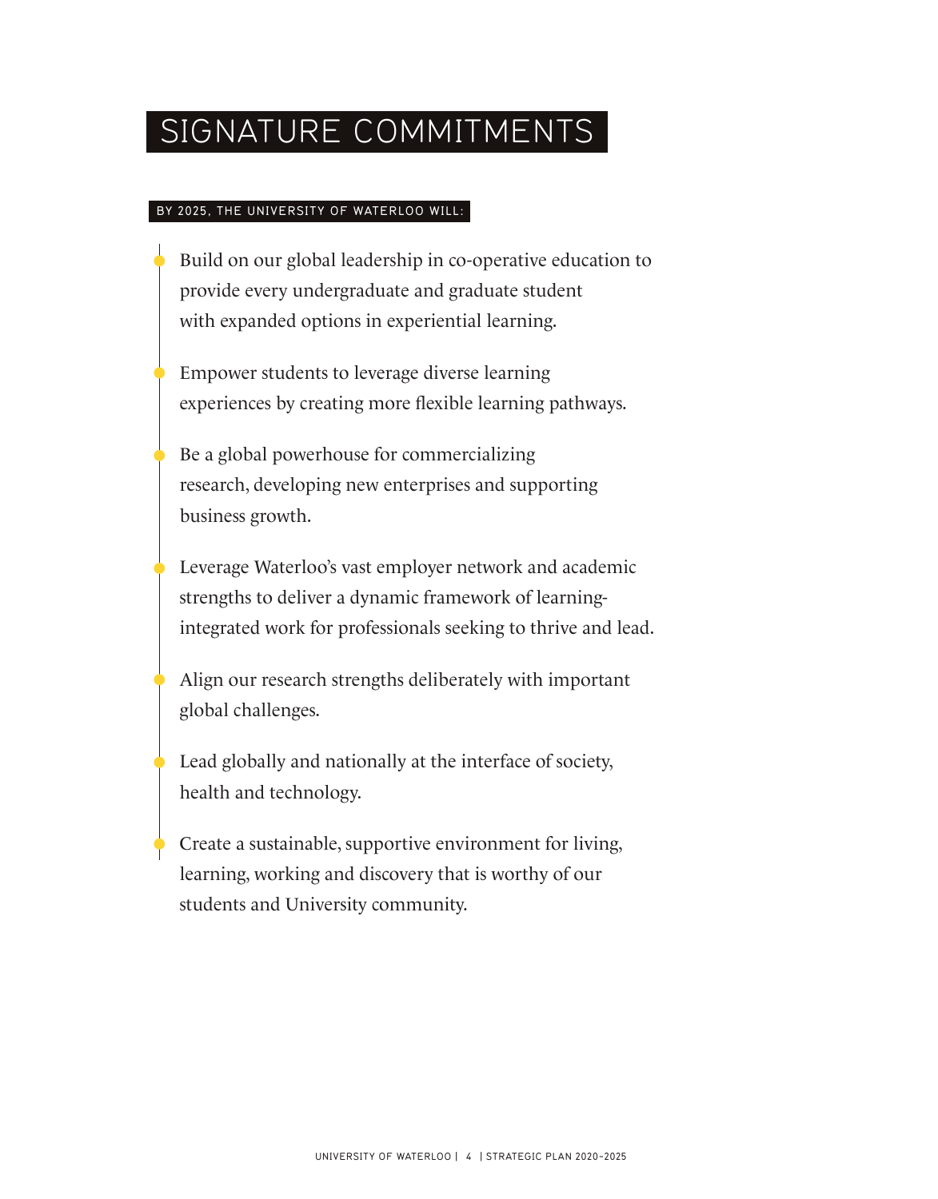# SIGNATURE COMMITMENTS

BY 2025, THE UNIVERSITY OF WATERLOO WILL:

- Build on our global leadership in co-operative education to provide every undergraduate and graduate student with expanded options in experiential learning.
- Empower students to leverage diverse learning experiences by creating more flexible learning pathways.
- Be a global powerhouse for commercializing research, developing new enterprises and supporting business growth.
- Leverage Waterloo's vast employer network and academic strengths to deliver a dynamic framework of learning-integrated work for professionals seeking to thrive and lead.
- Align our research strengths deliberately with important global challenges.
- Lead globally and nationally at the interface of society, health and technology.
- Create a sustainable, supportive environment for living, learning, working and discovery that is worthy of our students and University community.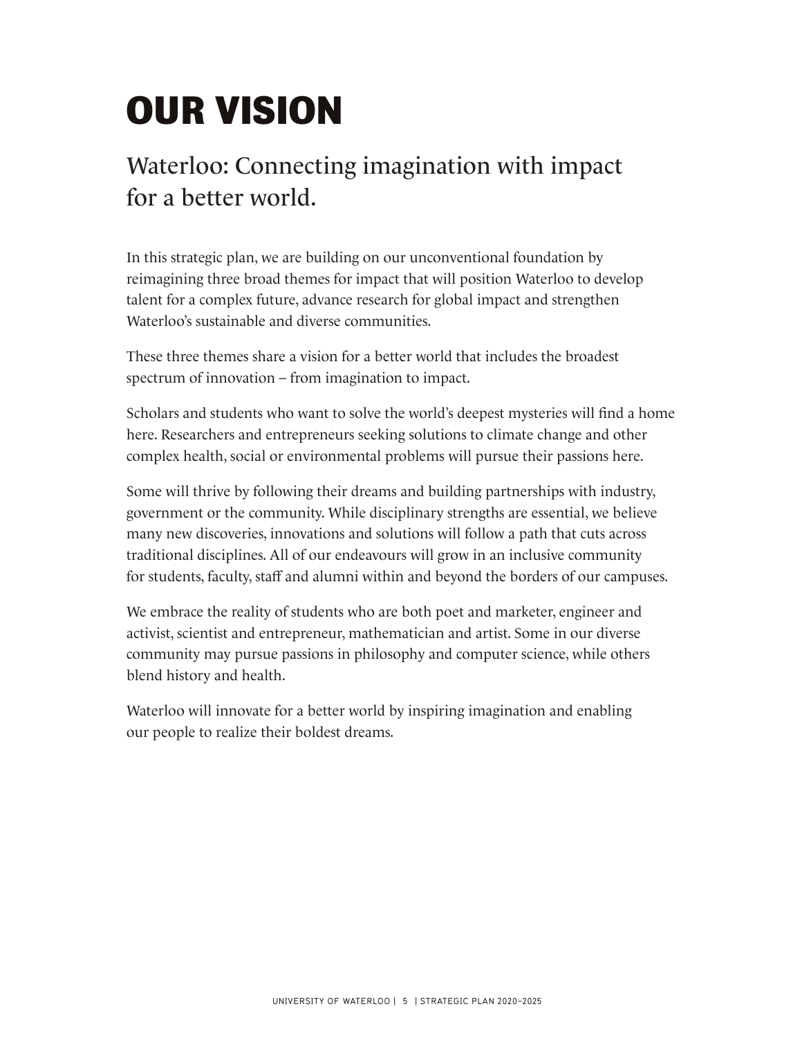# OUR VISION

## Waterloo: Connecting imagination with impact for a better world.

In this strategic plan, we are building on our unconventional foundation by reimagining three broad themes for impact that will position Waterloo to develop talent for a complex future, advance research for global impact and strengthen Waterloo's sustainable and diverse communities.

These three themes share a vision for a better world that includes the broadest spectrum of innovation – from imagination to impact.

Scholars and students who want to solve the world's deepest mysteries will find a home here. Researchers and entrepreneurs seeking solutions to climate change and other complex health, social or environmental problems will pursue their passions here.

Some will thrive by following their dreams and building partnerships with industry, government or the community. While disciplinary strengths are essential, we believe many new discoveries, innovations and solutions will follow a path that cuts across traditional disciplines. All of our endeavours will grow in an inclusive community for students, faculty, staff and alumni within and beyond the borders of our campuses.

We embrace the reality of students who are both poet and marketer, engineer and activist, scientist and entrepreneur, mathematician and artist. Some in our diverse community may pursue passions in philosophy and computer science, while others blend history and health.

Waterloo will innovate for a better world by inspiring imagination and enabling our people to realize their boldest dreams.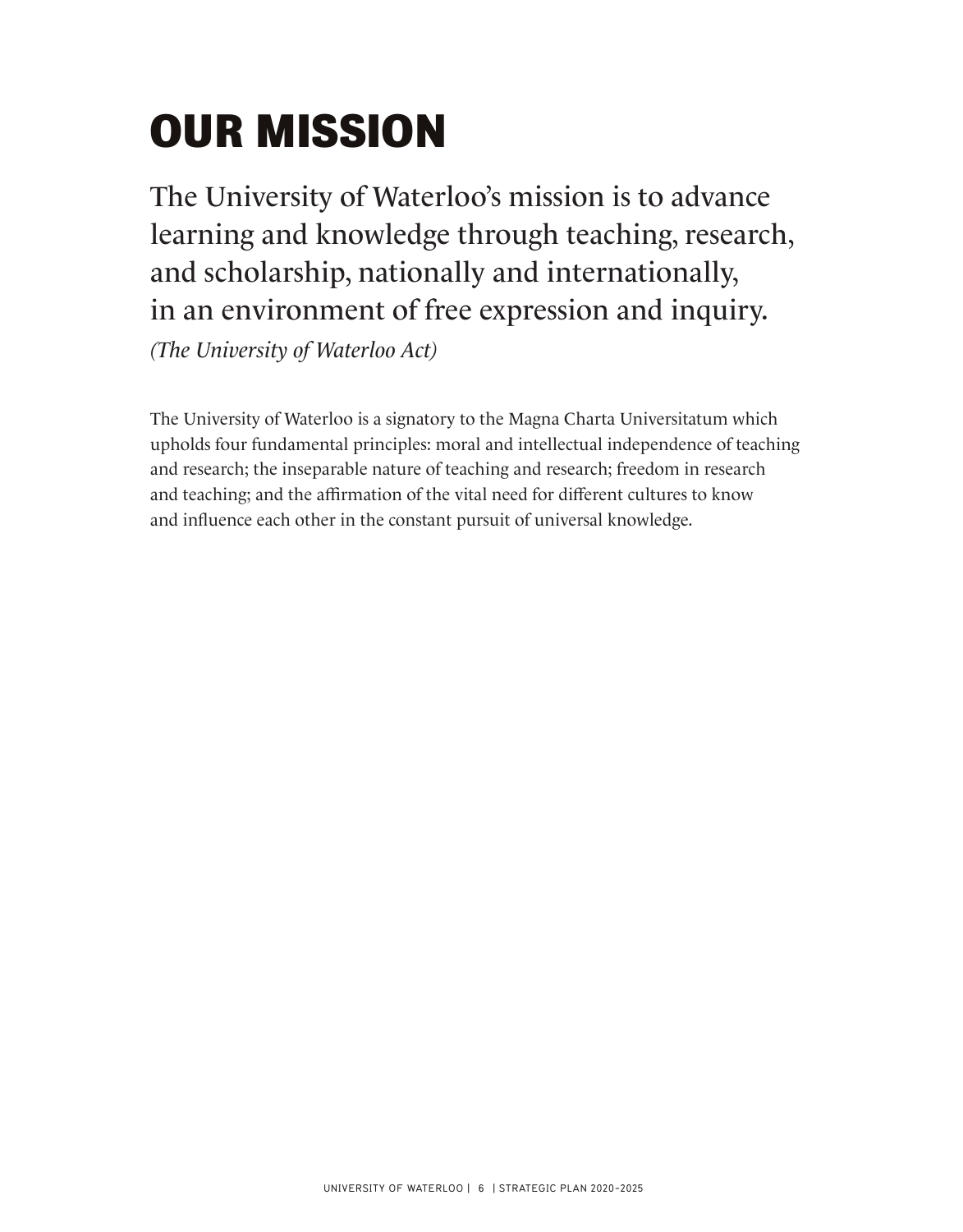# OUR MISSION

The University of Waterloo's mission is to advance learning and knowledge through teaching, research, and scholarship, nationally and internationally, in an environment of free expression and inquiry.

*(The University of Waterloo Act)*

The University of Waterloo is a signatory to the Magna Charta Universitatum which upholds four fundamental principles: moral and intellectual independence of teaching and research; the inseparable nature of teaching and research; freedom in research and teaching; and the affirmation of the vital need for different cultures to know and influence each other in the constant pursuit of universal knowledge.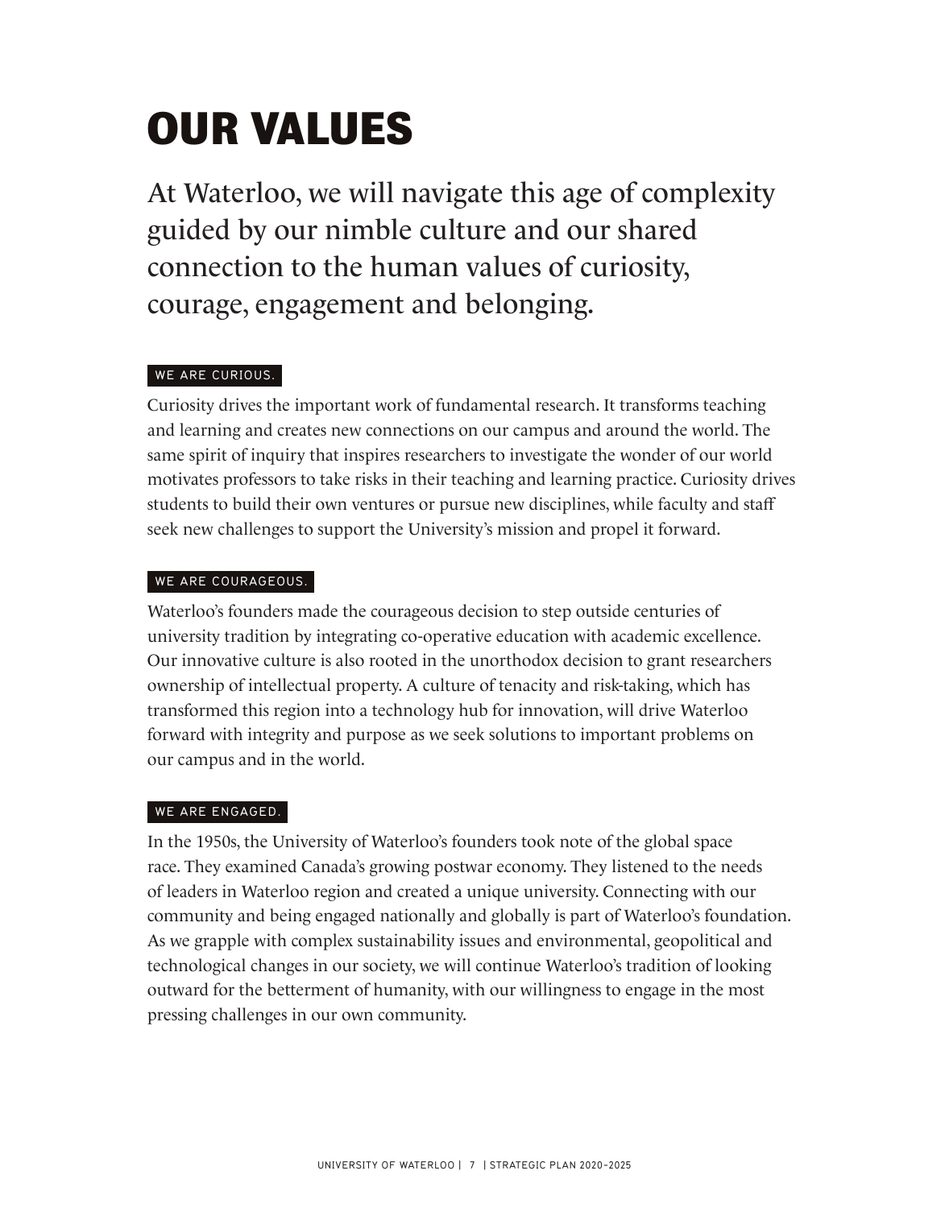# OUR VALUES

At Waterloo, we will navigate this age of complexity guided by our nimble culture and our shared connection to the human values of curiosity, courage, engagement and belonging.

## WE ARE CURIOUS.

Curiosity drives the important work of fundamental research. It transforms teaching and learning and creates new connections on our campus and around the world. The same spirit of inquiry that inspires researchers to investigate the wonder of our world motivates professors to take risks in their teaching and learning practice. Curiosity drives students to build their own ventures or pursue new disciplines, while faculty and staff seek new challenges to support the University's mission and propel it forward.

## WE ARE COURAGEOUS.

Waterloo's founders made the courageous decision to step outside centuries of university tradition by integrating co-operative education with academic excellence. Our innovative culture is also rooted in the unorthodox decision to grant researchers ownership of intellectual property. A culture of tenacity and risk-taking, which has transformed this region into a technology hub for innovation, will drive Waterloo forward with integrity and purpose as we seek solutions to important problems on our campus and in the world.

## WE ARE ENGAGED.

In the 1950s, the University of Waterloo's founders took note of the global space race. They examined Canada's growing postwar economy. They listened to the needs of leaders in Waterloo region and created a unique university. Connecting with our community and being engaged nationally and globally is part of Waterloo's foundation. As we grapple with complex sustainability issues and environmental, geopolitical and technological changes in our society, we will continue Waterloo's tradition of looking outward for the betterment of humanity, with our willingness to engage in the most pressing challenges in our own community.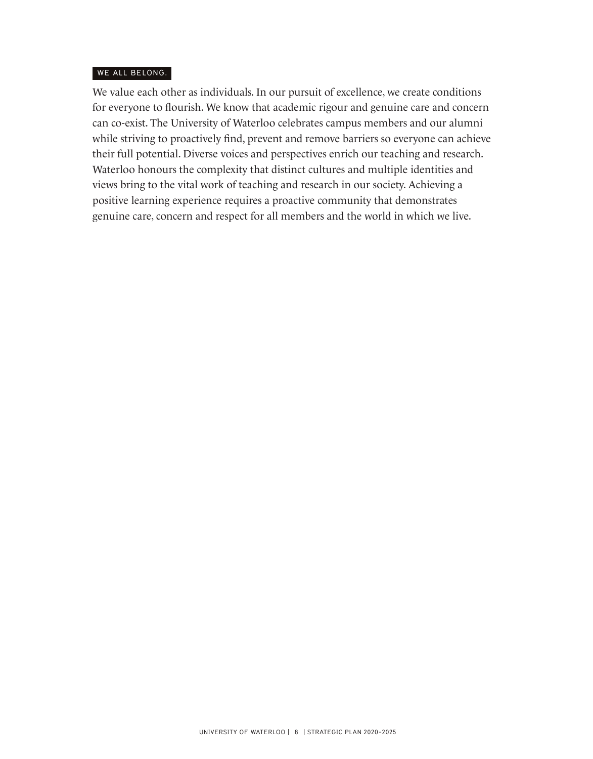### WE ALL BELONG.

We value each other as individuals. In our pursuit of excellence, we create conditions for everyone to flourish. We know that academic rigour and genuine care and concern can co-exist. The University of Waterloo celebrates campus members and our alumni while striving to proactively find, prevent and remove barriers so everyone can achieve their full potential. Diverse voices and perspectives enrich our teaching and research. Waterloo honours the complexity that distinct cultures and multiple identities and views bring to the vital work of teaching and research in our society. Achieving a positive learning experience requires a proactive community that demonstrates genuine care, concern and respect for all members and the world in which we live.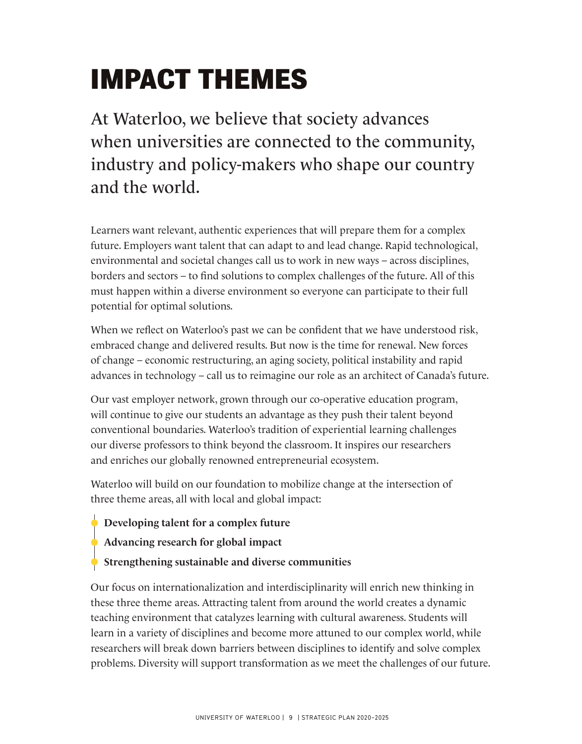# IMPACT THEMES

At Waterloo, we believe that society advances when universities are connected to the community, industry and policy-makers who shape our country and the world.

Learners want relevant, authentic experiences that will prepare them for a complex future. Employers want talent that can adapt to and lead change. Rapid technological, environmental and societal changes call us to work in new ways – across disciplines, borders and sectors – to find solutions to complex challenges of the future. All of this must happen within a diverse environment so everyone can participate to their full potential for optimal solutions.

When we reflect on Waterloo's past we can be confident that we have understood risk, embraced change and delivered results. But now is the time for renewal. New forces of change – economic restructuring, an aging society, political instability and rapid advances in technology – call us to reimagine our role as an architect of Canada's future.

Our vast employer network, grown through our co-operative education program, will continue to give our students an advantage as they push their talent beyond conventional boundaries. Waterloo's tradition of experiential learning challenges our diverse professors to think beyond the classroom. It inspires our researchers and enriches our globally renowned entrepreneurial ecosystem.

Waterloo will build on our foundation to mobilize change at the intersection of three theme areas, all with local and global impact:

- **Developing talent for a complex future**
- **Advancing research for global impact**
- **Strengthening sustainable and diverse communities**

Our focus on internationalization and interdisciplinarity will enrich new thinking in these three theme areas. Attracting talent from around the world creates a dynamic teaching environment that catalyzes learning with cultural awareness. Students will learn in a variety of disciplines and become more attuned to our complex world, while researchers will break down barriers between disciplines to identify and solve complex problems. Diversity will support transformation as we meet the challenges of our future.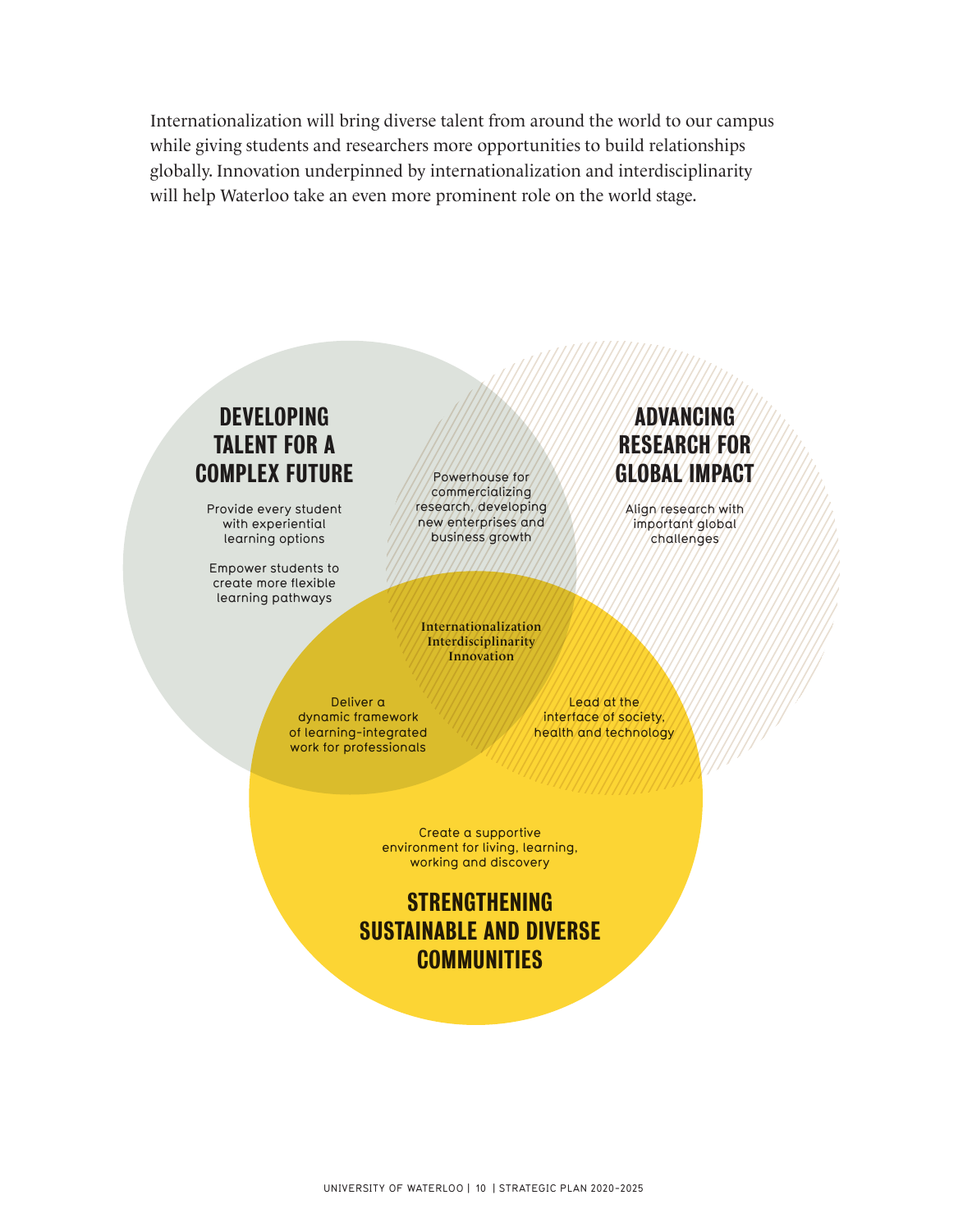Internationalization will bring diverse talent from around the world to our campus while giving students and researchers more opportunities to build relationships globally. Innovation underpinned by internationalization and interdisciplinarity will help Waterloo take an even more prominent role on the world stage.

## DEVELOPING TALENT FOR A COMPLEX FUTURE

Provide every student with experiential learning options

Empower students to create more flexible learning pathways

## ADVANCING RESEARCH FOR GLOBAL IMPACT

Align research with important global challenges

Powerhouse for commercializing research, developing new enterprises and business growth

**Internationalization**
**Interdisciplinarity**
**Innovation**

Deliver a dynamic framework of learning-integrated work for professionals

Lead at the interface of society, health and technology

Create a supportive environment for living, learning, working and discovery

## STRENGTHENING SUSTAINABLE AND DIVERSE COMMUNITIES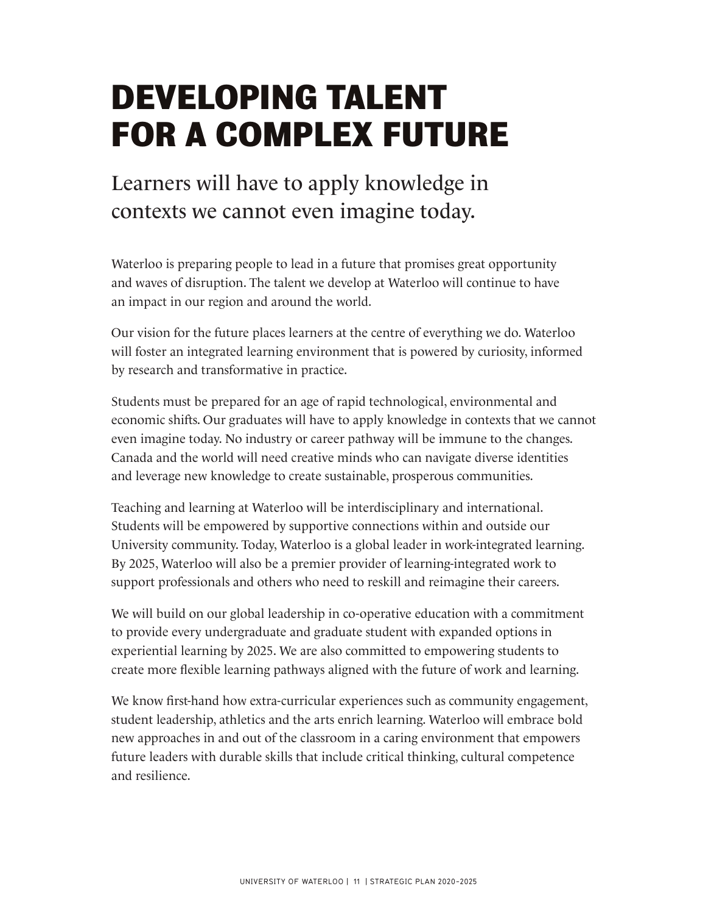# DEVELOPING TALENT FOR A COMPLEX FUTURE

## Learners will have to apply knowledge in contexts we cannot even imagine today.

Waterloo is preparing people to lead in a future that promises great opportunity and waves of disruption. The talent we develop at Waterloo will continue to have an impact in our region and around the world.

Our vision for the future places learners at the centre of everything we do. Waterloo will foster an integrated learning environment that is powered by curiosity, informed by research and transformative in practice.

Students must be prepared for an age of rapid technological, environmental and economic shifts. Our graduates will have to apply knowledge in contexts that we cannot even imagine today. No industry or career pathway will be immune to the changes. Canada and the world will need creative minds who can navigate diverse identities and leverage new knowledge to create sustainable, prosperous communities.

Teaching and learning at Waterloo will be interdisciplinary and international. Students will be empowered by supportive connections within and outside our University community. Today, Waterloo is a global leader in work-integrated learning. By 2025, Waterloo will also be a premier provider of learning-integrated work to support professionals and others who need to reskill and reimagine their careers.

We will build on our global leadership in co-operative education with a commitment to provide every undergraduate and graduate student with expanded options in experiential learning by 2025. We are also committed to empowering students to create more flexible learning pathways aligned with the future of work and learning.

We know first-hand how extra-curricular experiences such as community engagement, student leadership, athletics and the arts enrich learning. Waterloo will embrace bold new approaches in and out of the classroom in a caring environment that empowers future leaders with durable skills that include critical thinking, cultural competence and resilience.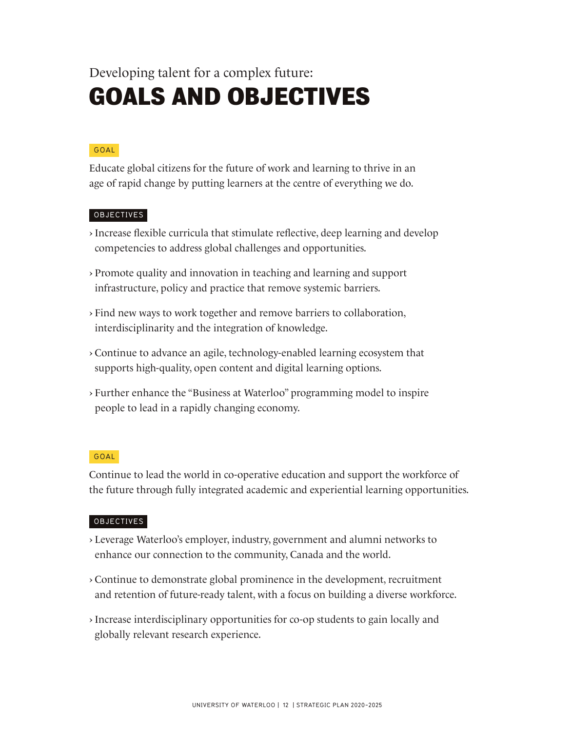Developing talent for a complex future:

# GOALS AND OBJECTIVES

GOAL

Educate global citizens for the future of work and learning to thrive in an age of rapid change by putting learners at the centre of everything we do.

OBJECTIVES

- Increase flexible curricula that stimulate reflective, deep learning and develop competencies to address global challenges and opportunities.
- Promote quality and innovation in teaching and learning and support infrastructure, policy and practice that remove systemic barriers.
- Find new ways to work together and remove barriers to collaboration, interdisciplinarity and the integration of knowledge.
- Continue to advance an agile, technology-enabled learning ecosystem that supports high-quality, open content and digital learning options.
- Further enhance the "Business at Waterloo" programming model to inspire people to lead in a rapidly changing economy.

GOAL

Continue to lead the world in co-operative education and support the workforce of the future through fully integrated academic and experiential learning opportunities.

OBJECTIVES

- Leverage Waterloo's employer, industry, government and alumni networks to enhance our connection to the community, Canada and the world.
- Continue to demonstrate global prominence in the development, recruitment and retention of future-ready talent, with a focus on building a diverse workforce.
- Increase interdisciplinary opportunities for co-op students to gain locally and globally relevant research experience.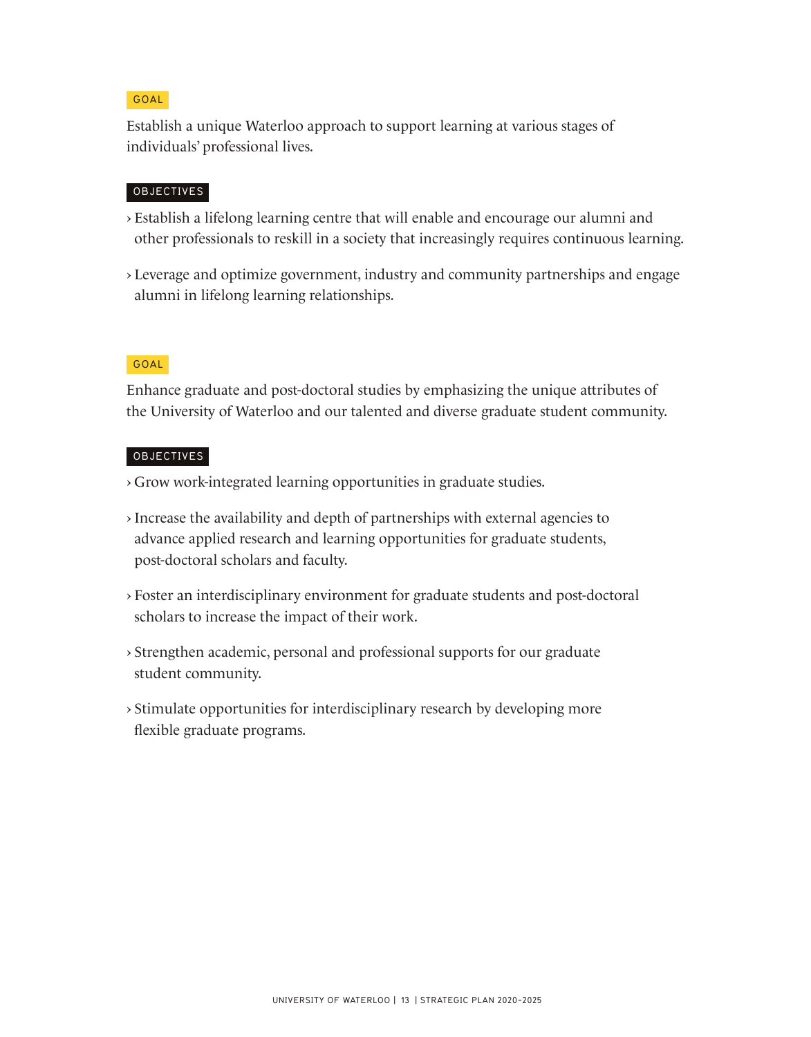GOAL

Establish a unique Waterloo approach to support learning at various stages of individuals' professional lives.

OBJECTIVES

- Establish a lifelong learning centre that will enable and encourage our alumni and other professionals to reskill in a society that increasingly requires continuous learning.
- Leverage and optimize government, industry and community partnerships and engage alumni in lifelong learning relationships.

GOAL

Enhance graduate and post-doctoral studies by emphasizing the unique attributes of the University of Waterloo and our talented and diverse graduate student community.

OBJECTIVES

- Grow work-integrated learning opportunities in graduate studies.
- Increase the availability and depth of partnerships with external agencies to advance applied research and learning opportunities for graduate students, post-doctoral scholars and faculty.
- Foster an interdisciplinary environment for graduate students and post-doctoral scholars to increase the impact of their work.
- Strengthen academic, personal and professional supports for our graduate student community.
- Stimulate opportunities for interdisciplinary research by developing more flexible graduate programs.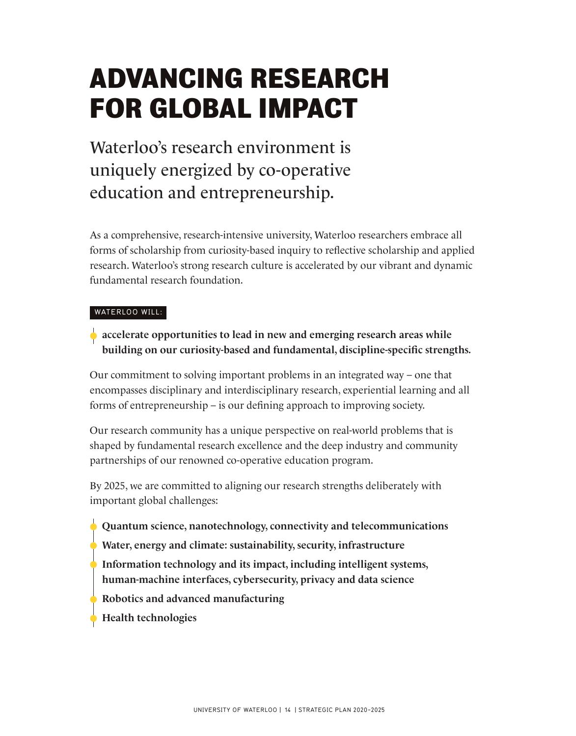# ADVANCING RESEARCH FOR GLOBAL IMPACT

## Waterloo's research environment is uniquely energized by co-operative education and entrepreneurship.

As a comprehensive, research-intensive university, Waterloo researchers embrace all forms of scholarship from curiosity-based inquiry to reflective scholarship and applied research. Waterloo's strong research culture is accelerated by our vibrant and dynamic fundamental research foundation.

WATERLOO WILL:

- **accelerate opportunities to lead in new and emerging research areas while building on our curiosity-based and fundamental, discipline-specific strengths.**

Our commitment to solving important problems in an integrated way – one that encompasses disciplinary and interdisciplinary research, experiential learning and all forms of entrepreneurship – is our defining approach to improving society.

Our research community has a unique perspective on real-world problems that is shaped by fundamental research excellence and the deep industry and community partnerships of our renowned co-operative education program.

By 2025, we are committed to aligning our research strengths deliberately with important global challenges:

- **Quantum science, nanotechnology, connectivity and telecommunications**
- **Water, energy and climate: sustainability, security, infrastructure**
- **Information technology and its impact, including intelligent systems, human-machine interfaces, cybersecurity, privacy and data science**
- **Robotics and advanced manufacturing**
- **Health technologies**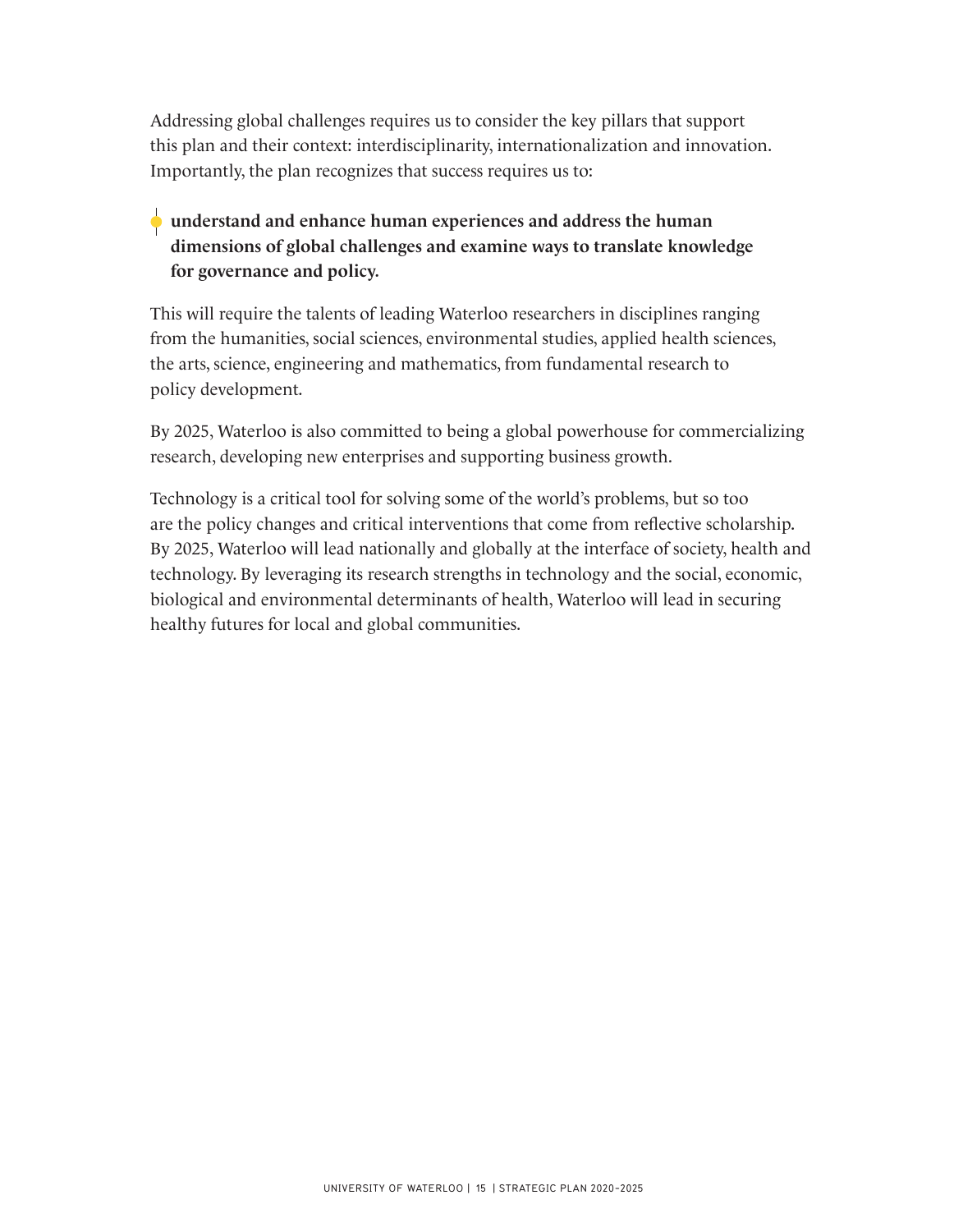Addressing global challenges requires us to consider the key pillars that support this plan and their context: interdisciplinarity, internationalization and innovation. Importantly, the plan recognizes that success requires us to:

- **understand and enhance human experiences and address the human dimensions of global challenges and examine ways to translate knowledge for governance and policy.**

This will require the talents of leading Waterloo researchers in disciplines ranging from the humanities, social sciences, environmental studies, applied health sciences, the arts, science, engineering and mathematics, from fundamental research to policy development.

By 2025, Waterloo is also committed to being a global powerhouse for commercializing research, developing new enterprises and supporting business growth.

Technology is a critical tool for solving some of the world's problems, but so too are the policy changes and critical interventions that come from reflective scholarship. By 2025, Waterloo will lead nationally and globally at the interface of society, health and technology. By leveraging its research strengths in technology and the social, economic, biological and environmental determinants of health, Waterloo will lead in securing healthy futures for local and global communities.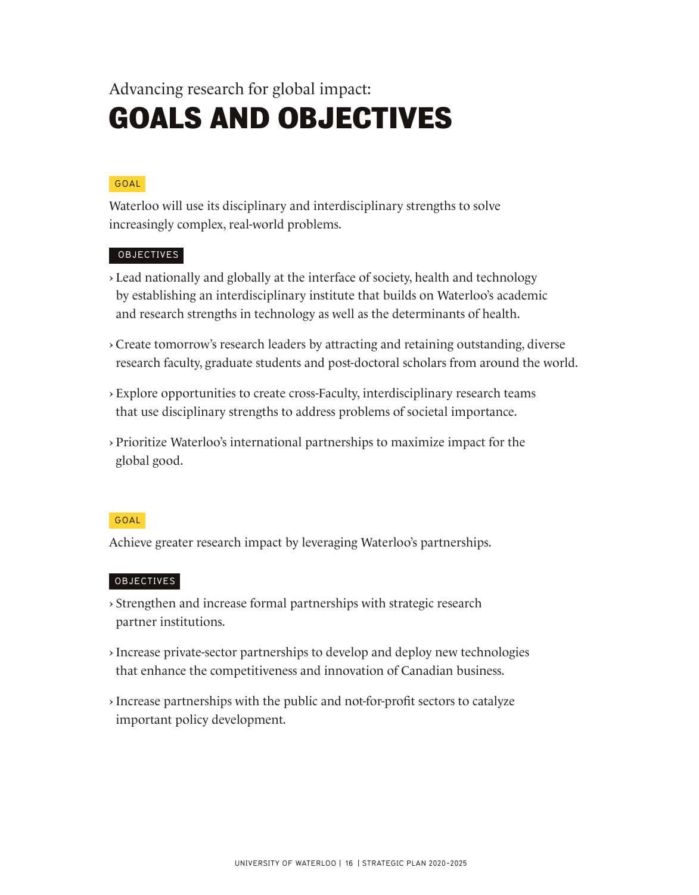Advancing research for global impact:

# GOALS AND OBJECTIVES

GOAL

Waterloo will use its disciplinary and interdisciplinary strengths to solve increasingly complex, real-world problems.

OBJECTIVES

- Lead nationally and globally at the interface of society, health and technology by establishing an interdisciplinary institute that builds on Waterloo's academic and research strengths in technology as well as the determinants of health.
- Create tomorrow's research leaders by attracting and retaining outstanding, diverse research faculty, graduate students and post-doctoral scholars from around the world.
- Explore opportunities to create cross-Faculty, interdisciplinary research teams that use disciplinary strengths to address problems of societal importance.
- Prioritize Waterloo's international partnerships to maximize impact for the global good.

GOAL

Achieve greater research impact by leveraging Waterloo's partnerships.

OBJECTIVES

- Strengthen and increase formal partnerships with strategic research partner institutions.
- Increase private-sector partnerships to develop and deploy new technologies that enhance the competitiveness and innovation of Canadian business.
- Increase partnerships with the public and not-for-profit sectors to catalyze important policy development.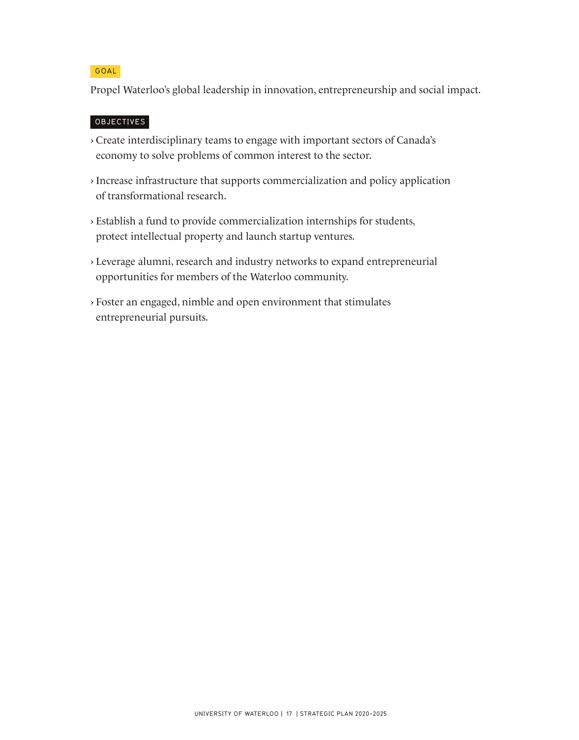GOAL

Propel Waterloo's global leadership in innovation, entrepreneurship and social impact.

OBJECTIVES

- Create interdisciplinary teams to engage with important sectors of Canada's economy to solve problems of common interest to the sector.
- Increase infrastructure that supports commercialization and policy application of transformational research.
- Establish a fund to provide commercialization internships for students, protect intellectual property and launch startup ventures.
- Leverage alumni, research and industry networks to expand entrepreneurial opportunities for members of the Waterloo community.
- Foster an engaged, nimble and open environment that stimulates entrepreneurial pursuits.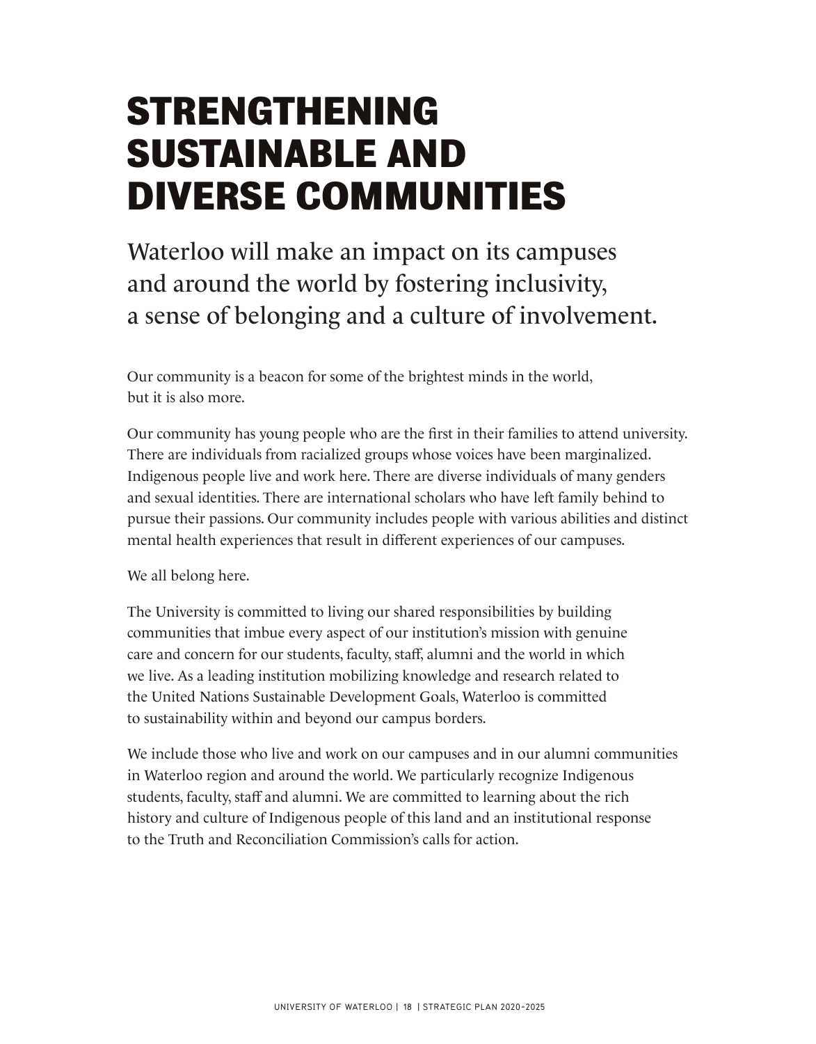# STRENGTHENING SUSTAINABLE AND DIVERSE COMMUNITIES

Waterloo will make an impact on its campuses and around the world by fostering inclusivity, a sense of belonging and a culture of involvement.

Our community is a beacon for some of the brightest minds in the world, but it is also more.

Our community has young people who are the first in their families to attend university. There are individuals from racialized groups whose voices have been marginalized. Indigenous people live and work here. There are diverse individuals of many genders and sexual identities. There are international scholars who have left family behind to pursue their passions. Our community includes people with various abilities and distinct mental health experiences that result in different experiences of our campuses.

We all belong here.

The University is committed to living our shared responsibilities by building communities that imbue every aspect of our institution's mission with genuine care and concern for our students, faculty, staff, alumni and the world in which we live. As a leading institution mobilizing knowledge and research related to the United Nations Sustainable Development Goals, Waterloo is committed to sustainability within and beyond our campus borders.

We include those who live and work on our campuses and in our alumni communities in Waterloo region and around the world. We particularly recognize Indigenous students, faculty, staff and alumni. We are committed to learning about the rich history and culture of Indigenous people of this land and an institutional response to the Truth and Reconciliation Commission's calls for action.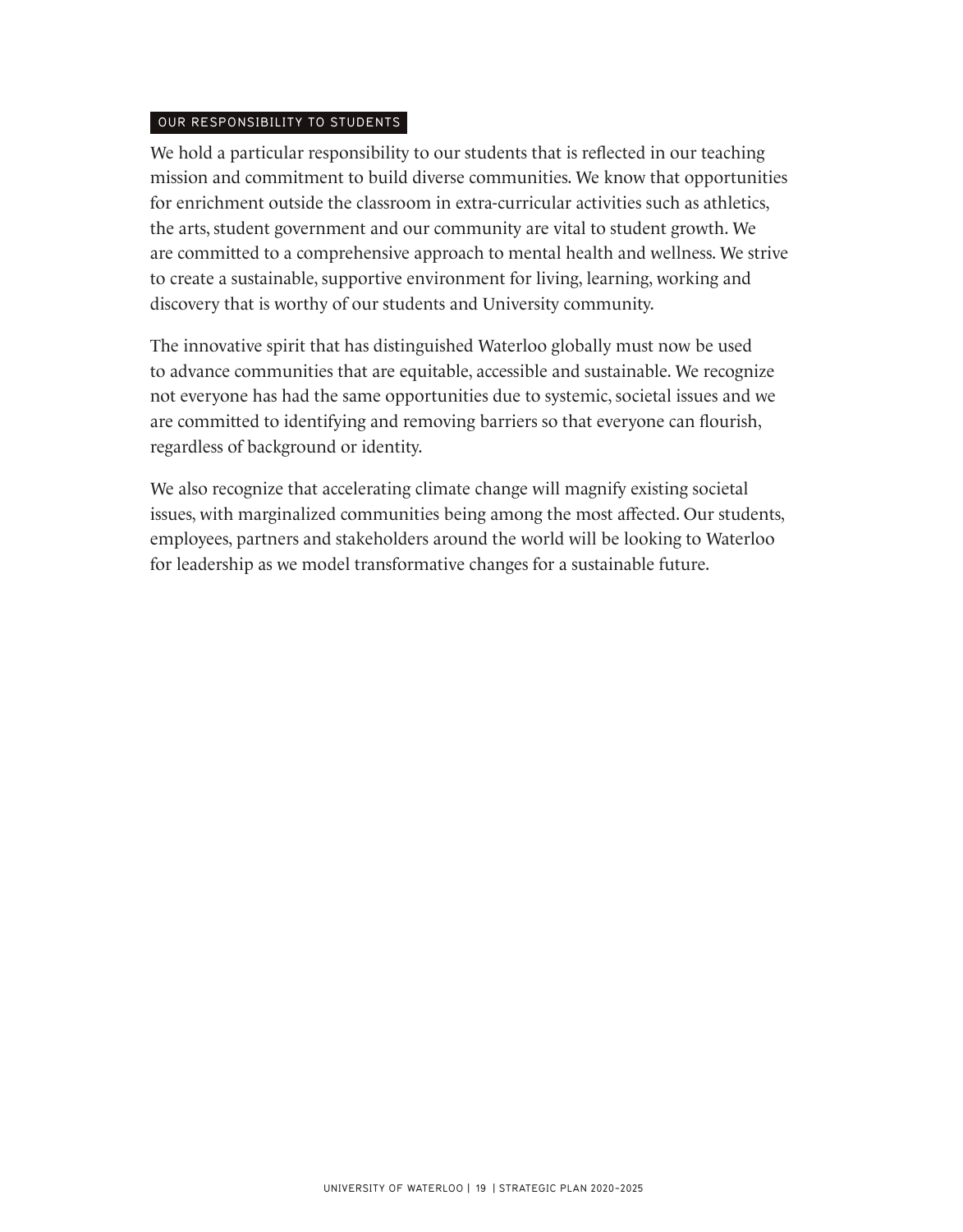## OUR RESPONSIBILITY TO STUDENTS

We hold a particular responsibility to our students that is reflected in our teaching mission and commitment to build diverse communities. We know that opportunities for enrichment outside the classroom in extra-curricular activities such as athletics, the arts, student government and our community are vital to student growth. We are committed to a comprehensive approach to mental health and wellness. We strive to create a sustainable, supportive environment for living, learning, working and discovery that is worthy of our students and University community.

The innovative spirit that has distinguished Waterloo globally must now be used to advance communities that are equitable, accessible and sustainable. We recognize not everyone has had the same opportunities due to systemic, societal issues and we are committed to identifying and removing barriers so that everyone can flourish, regardless of background or identity.

We also recognize that accelerating climate change will magnify existing societal issues, with marginalized communities being among the most affected. Our students, employees, partners and stakeholders around the world will be looking to Waterloo for leadership as we model transformative changes for a sustainable future.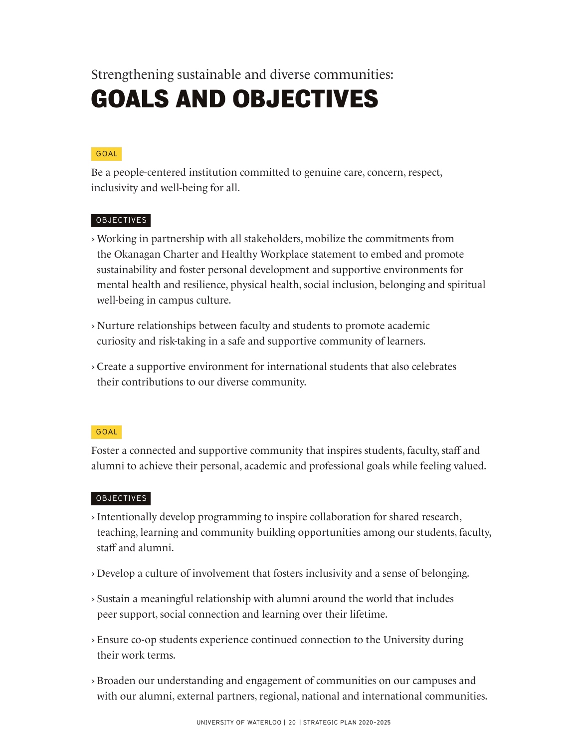Strengthening sustainable and diverse communities:

# GOALS AND OBJECTIVES

GOAL

Be a people-centered institution committed to genuine care, concern, respect, inclusivity and well-being for all.

OBJECTIVES

- Working in partnership with all stakeholders, mobilize the commitments from the Okanagan Charter and Healthy Workplace statement to embed and promote sustainability and foster personal development and supportive environments for mental health and resilience, physical health, social inclusion, belonging and spiritual well-being in campus culture.
- Nurture relationships between faculty and students to promote academic curiosity and risk-taking in a safe and supportive community of learners.
- Create a supportive environment for international students that also celebrates their contributions to our diverse community.

GOAL

Foster a connected and supportive community that inspires students, faculty, staff and alumni to achieve their personal, academic and professional goals while feeling valued.

OBJECTIVES

- Intentionally develop programming to inspire collaboration for shared research, teaching, learning and community building opportunities among our students, faculty, staff and alumni.
- Develop a culture of involvement that fosters inclusivity and a sense of belonging.
- Sustain a meaningful relationship with alumni around the world that includes peer support, social connection and learning over their lifetime.
- Ensure co-op students experience continued connection to the University during their work terms.
- Broaden our understanding and engagement of communities on our campuses and with our alumni, external partners, regional, national and international communities.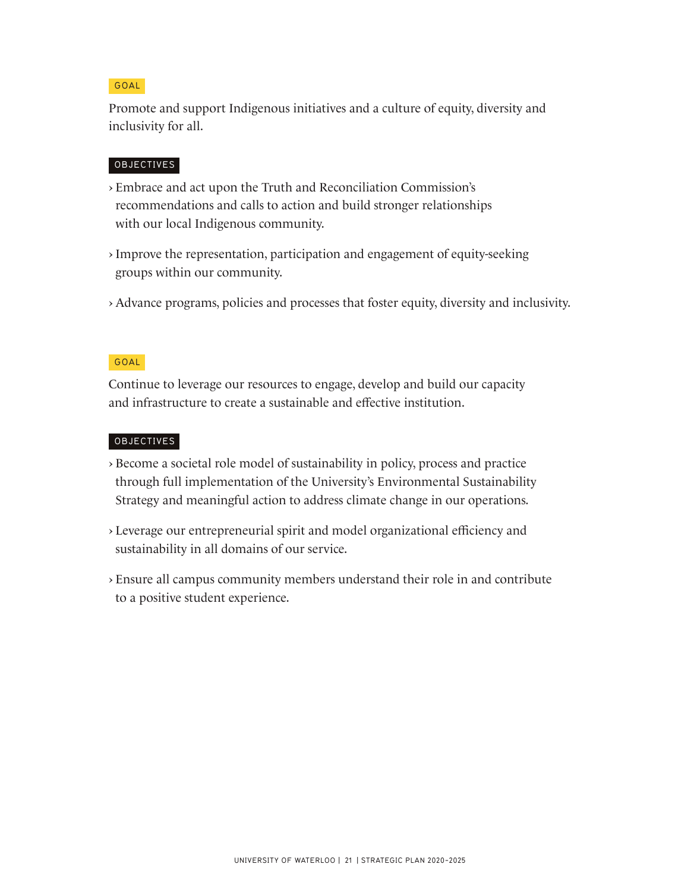GOAL

Promote and support Indigenous initiatives and a culture of equity, diversity and inclusivity for all.

OBJECTIVES

- Embrace and act upon the Truth and Reconciliation Commission's recommendations and calls to action and build stronger relationships with our local Indigenous community.
- Improve the representation, participation and engagement of equity-seeking groups within our community.
- Advance programs, policies and processes that foster equity, diversity and inclusivity.

GOAL

Continue to leverage our resources to engage, develop and build our capacity and infrastructure to create a sustainable and effective institution.

OBJECTIVES

- Become a societal role model of sustainability in policy, process and practice through full implementation of the University's Environmental Sustainability Strategy and meaningful action to address climate change in our operations.
- Leverage our entrepreneurial spirit and model organizational efficiency and sustainability in all domains of our service.
- Ensure all campus community members understand their role in and contribute to a positive student experience.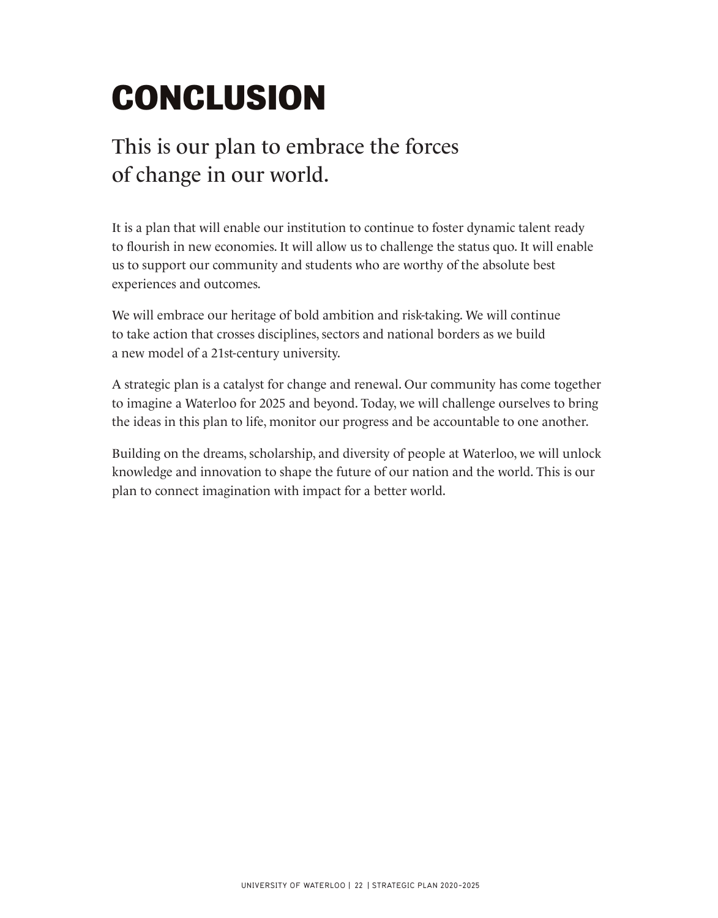# CONCLUSION

## This is our plan to embrace the forces of change in our world.

It is a plan that will enable our institution to continue to foster dynamic talent ready to flourish in new economies. It will allow us to challenge the status quo. It will enable us to support our community and students who are worthy of the absolute best experiences and outcomes.

We will embrace our heritage of bold ambition and risk-taking. We will continue to take action that crosses disciplines, sectors and national borders as we build a new model of a 21st-century university.

A strategic plan is a catalyst for change and renewal. Our community has come together to imagine a Waterloo for 2025 and beyond. Today, we will challenge ourselves to bring the ideas in this plan to life, monitor our progress and be accountable to one another.

Building on the dreams, scholarship, and diversity of people at Waterloo, we will unlock knowledge and innovation to shape the future of our nation and the world. This is our plan to connect imagination with impact for a better world.